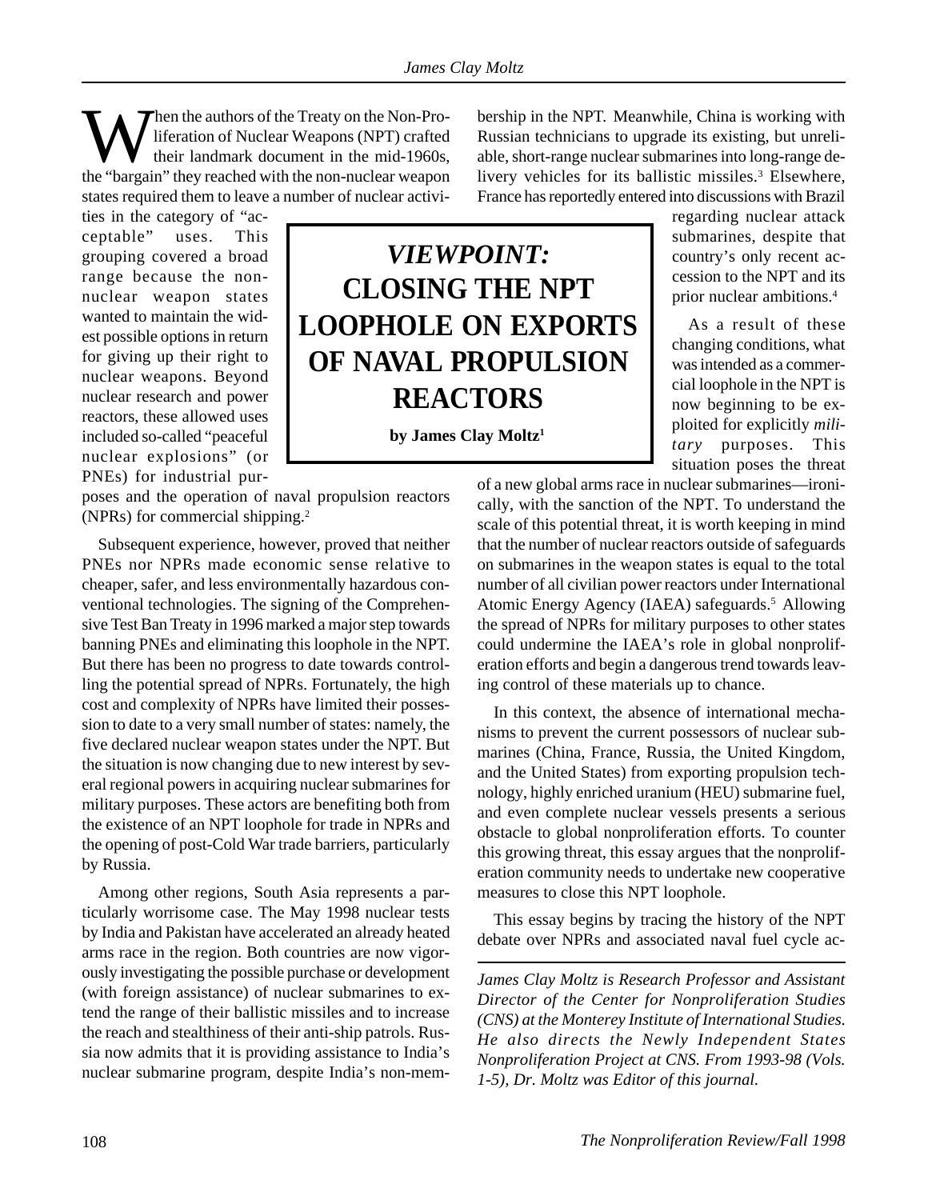# VIEWPOINT: CLOSING THE NPT LOOPHOLE ON EXPORTS OF NAVAL PROPULSION REACTORS

**by James Clay Moltz[1]**

When the authors of the Treaty on the Non-Proliferation of Nuclear Weapons (NPT) crafted their landmark document in the mid-1960s, the "bargain" they reached with the non-nuclear weapon states required them to leave a number of nuclear activities in the category of "acceptable" uses. This grouping covered a broad range because the non-nuclear weapon states wanted to maintain the widest possible options in return for giving up their right to nuclear weapons. Beyond nuclear research and power reactors, these allowed uses included so-called "peaceful nuclear explosions" (or PNEs) for industrial purposes and the operation of naval propulsion reactors (NPRs) for commercial shipping.[2]

Subsequent experience, however, proved that neither PNEs nor NPRs made economic sense relative to cheaper, safer, and less environmentally hazardous conventional technologies. The signing of the Comprehensive Test Ban Treaty in 1996 marked a major step towards banning PNEs and eliminating this loophole in the NPT. But there has been no progress to date towards controlling the potential spread of NPRs. Fortunately, the high cost and complexity of NPRs have limited their possession to date to a very small number of states: namely, the five declared nuclear weapon states under the NPT. But the situation is now changing due to new interest by several regional powers in acquiring nuclear submarines for military purposes. These actors are benefiting both from the existence of an NPT loophole for trade in NPRs and the opening of post-Cold War trade barriers, particularly by Russia.

Among other regions, South Asia represents a particularly worrisome case. The May 1998 nuclear tests by India and Pakistan have accelerated an already heated arms race in the region. Both countries are now vigorously investigating the possible purchase or development (with foreign assistance) of nuclear submarines to extend the range of their ballistic missiles and to increase the reach and stealthiness of their anti-ship patrols. Russia now admits that it is providing assistance to India's nuclear submarine program, despite India's non-membership in the NPT. Meanwhile, China is working with Russian technicians to upgrade its existing, but unreliable, short-range nuclear submarines into long-range delivery vehicles for its ballistic missiles.[3] Elsewhere, France has reportedly entered into discussions with Brazil regarding nuclear attack submarines, despite that country's only recent accession to the NPT and its prior nuclear ambitions.[4]

As a result of these changing conditions, what was intended as a commercial loophole in the NPT is now beginning to be exploited for explicitly *military* purposes. This situation poses the threat of a new global arms race in nuclear submarines—ironically, with the sanction of the NPT. To understand the scale of this potential threat, it is worth keeping in mind that the number of nuclear reactors outside of safeguards on submarines in the weapon states is equal to the total number of all civilian power reactors under International Atomic Energy Agency (IAEA) safeguards.[5] Allowing the spread of NPRs for military purposes to other states could undermine the IAEA's role in global nonproliferation efforts and begin a dangerous trend towards leaving control of these materials up to chance.

In this context, the absence of international mechanisms to prevent the current possessors of nuclear submarines (China, France, Russia, the United Kingdom, and the United States) from exporting propulsion technology, highly enriched uranium (HEU) submarine fuel, and even complete nuclear vessels presents a serious obstacle to global nonproliferation efforts. To counter this growing threat, this essay argues that the nonproliferation community needs to undertake new cooperative measures to close this NPT loophole.

This essay begins by tracing the history of the NPT debate over NPRs and associated naval fuel cycle ac-

---

*James Clay Moltz is Research Professor and Assistant Director of the Center for Nonproliferation Studies (CNS) at the Monterey Institute of International Studies. He also directs the Newly Independent States Nonproliferation Project at CNS. From 1993-98 (Vols. 1-5), Dr. Moltz was Editor of this journal.*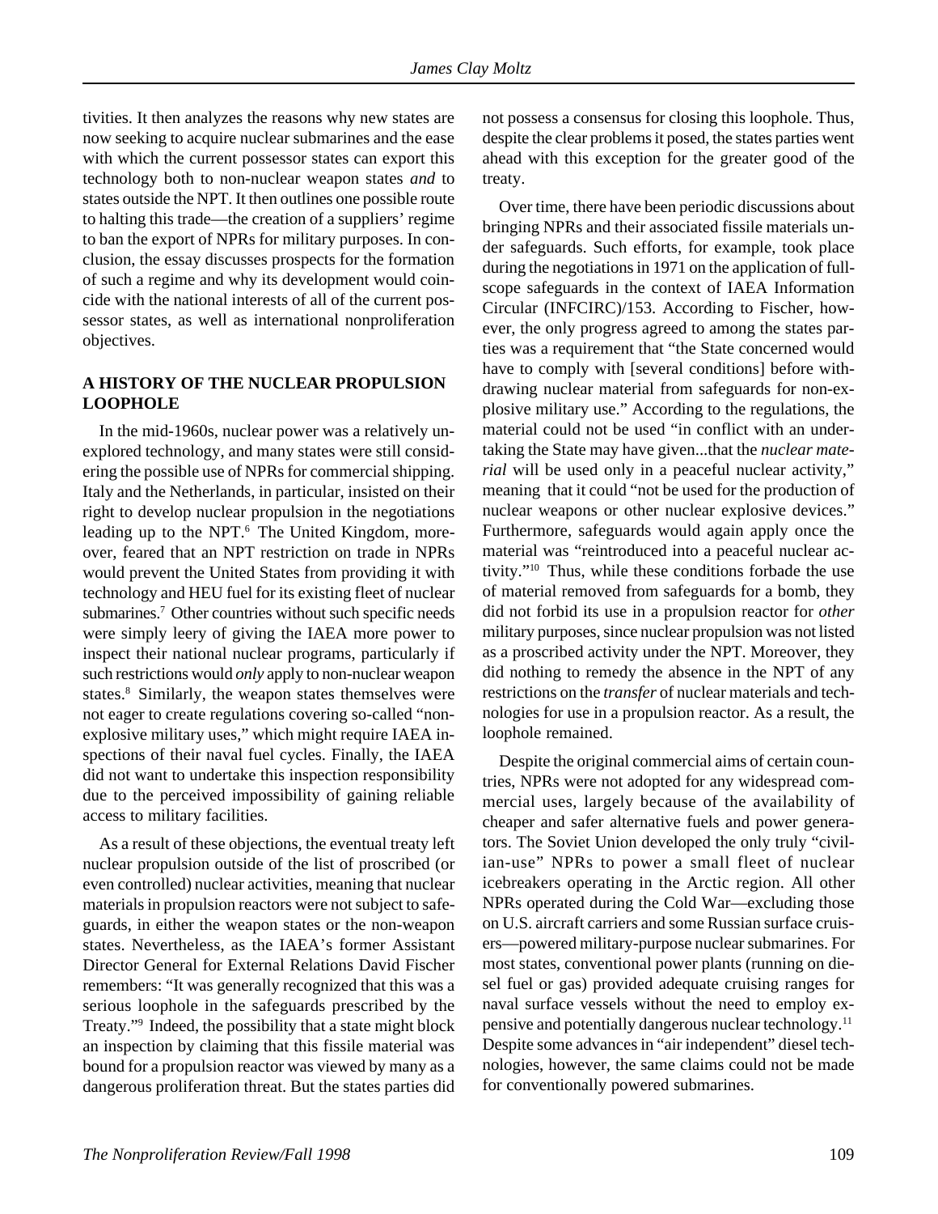tivities. It then analyzes the reasons why new states are now seeking to acquire nuclear submarines and the ease with which the current possessor states can export this technology both to non-nuclear weapon states *and* to states outside the NPT. It then outlines one possible route to halting this trade—the creation of a suppliers' regime to ban the export of NPRs for military purposes. In conclusion, the essay discusses prospects for the formation of such a regime and why its development would coincide with the national interests of all of the current possessor states, as well as international nonproliferation objectives.

## A HISTORY OF THE NUCLEAR PROPULSION LOOPHOLE

In the mid-1960s, nuclear power was a relatively unexplored technology, and many states were still considering the possible use of NPRs for commercial shipping. Italy and the Netherlands, in particular, insisted on their right to develop nuclear propulsion in the negotiations leading up to the NPT.[6] The United Kingdom, moreover, feared that an NPT restriction on trade in NPRs would prevent the United States from providing it with technology and HEU fuel for its existing fleet of nuclear submarines.[7] Other countries without such specific needs were simply leery of giving the IAEA more power to inspect their national nuclear programs, particularly if such restrictions would *only* apply to non-nuclear weapon states.[8] Similarly, the weapon states themselves were not eager to create regulations covering so-called "non-explosive military uses," which might require IAEA inspections of their naval fuel cycles. Finally, the IAEA did not want to undertake this inspection responsibility due to the perceived impossibility of gaining reliable access to military facilities.

As a result of these objections, the eventual treaty left nuclear propulsion outside of the list of proscribed (or even controlled) nuclear activities, meaning that nuclear materials in propulsion reactors were not subject to safeguards, in either the weapon states or the non-weapon states. Nevertheless, as the IAEA's former Assistant Director General for External Relations David Fischer remembers: "It was generally recognized that this was a serious loophole in the safeguards prescribed by the Treaty."[9] Indeed, the possibility that a state might block an inspection by claiming that this fissile material was bound for a propulsion reactor was viewed by many as a dangerous proliferation threat. But the states parties did not possess a consensus for closing this loophole. Thus, despite the clear problems it posed, the states parties went ahead with this exception for the greater good of the treaty.

Over time, there have been periodic discussions about bringing NPRs and their associated fissile materials under safeguards. Such efforts, for example, took place during the negotiations in 1971 on the application of full-scope safeguards in the context of IAEA Information Circular (INFCIRC)/153. According to Fischer, however, the only progress agreed to among the states parties was a requirement that "the State concerned would have to comply with [several conditions] before withdrawing nuclear material from safeguards for non-explosive military use." According to the regulations, the material could not be used "in conflict with an undertaking the State may have given...that the *nuclear material* will be used only in a peaceful nuclear activity," meaning that it could "not be used for the production of nuclear weapons or other nuclear explosive devices." Furthermore, safeguards would again apply once the material was "reintroduced into a peaceful nuclear activity."[10] Thus, while these conditions forbade the use of material removed from safeguards for a bomb, they did not forbid its use in a propulsion reactor for *other* military purposes, since nuclear propulsion was not listed as a proscribed activity under the NPT. Moreover, they did nothing to remedy the absence in the NPT of any restrictions on the *transfer* of nuclear materials and technologies for use in a propulsion reactor. As a result, the loophole remained.

Despite the original commercial aims of certain countries, NPRs were not adopted for any widespread commercial uses, largely because of the availability of cheaper and safer alternative fuels and power generators. The Soviet Union developed the only truly "civilian-use" NPRs to power a small fleet of nuclear icebreakers operating in the Arctic region. All other NPRs operated during the Cold War—excluding those on U.S. aircraft carriers and some Russian surface cruisers—powered military-purpose nuclear submarines. For most states, conventional power plants (running on diesel fuel or gas) provided adequate cruising ranges for naval surface vessels without the need to employ expensive and potentially dangerous nuclear technology.[11] Despite some advances in "air independent" diesel technologies, however, the same claims could not be made for conventionally powered submarines.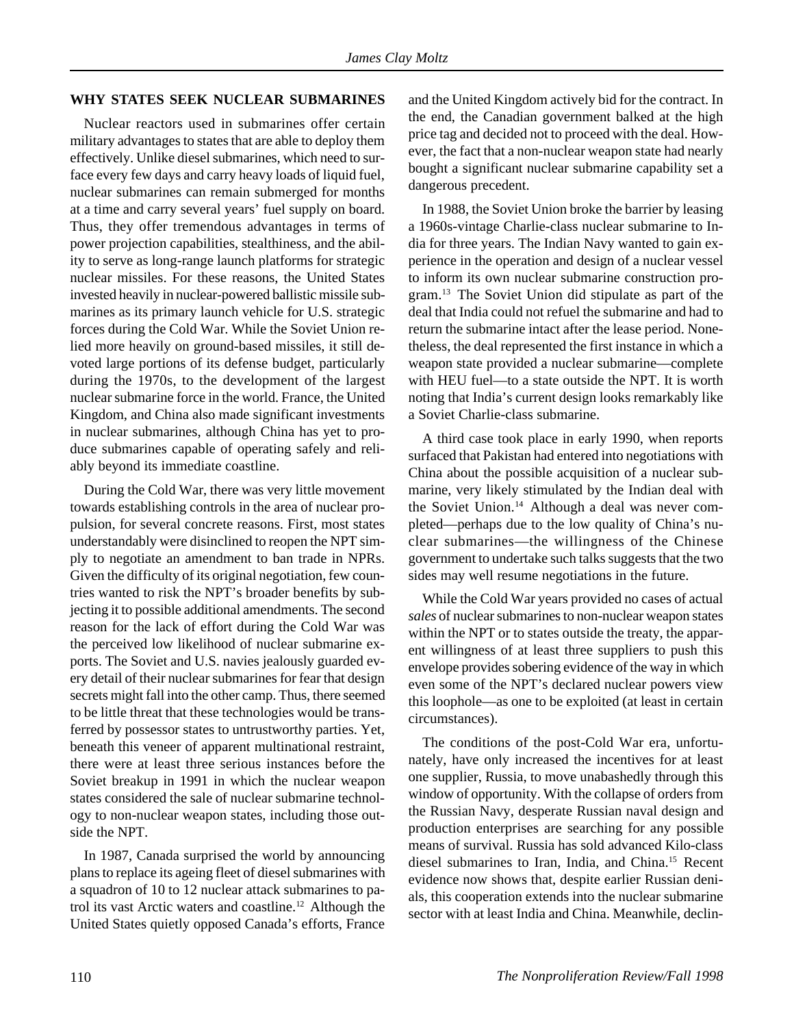## WHY STATES SEEK NUCLEAR SUBMARINES

Nuclear reactors used in submarines offer certain military advantages to states that are able to deploy them effectively. Unlike diesel submarines, which need to surface every few days and carry heavy loads of liquid fuel, nuclear submarines can remain submerged for months at a time and carry several years' fuel supply on board. Thus, they offer tremendous advantages in terms of power projection capabilities, stealthiness, and the ability to serve as long-range launch platforms for strategic nuclear missiles. For these reasons, the United States invested heavily in nuclear-powered ballistic missile submarines as its primary launch vehicle for U.S. strategic forces during the Cold War. While the Soviet Union relied more heavily on ground-based missiles, it still devoted large portions of its defense budget, particularly during the 1970s, to the development of the largest nuclear submarine force in the world. France, the United Kingdom, and China also made significant investments in nuclear submarines, although China has yet to produce submarines capable of operating safely and reliably beyond its immediate coastline.

During the Cold War, there was very little movement towards establishing controls in the area of nuclear propulsion, for several concrete reasons. First, most states understandably were disinclined to reopen the NPT simply to negotiate an amendment to ban trade in NPRs. Given the difficulty of its original negotiation, few countries wanted to risk the NPT's broader benefits by subjecting it to possible additional amendments. The second reason for the lack of effort during the Cold War was the perceived low likelihood of nuclear submarine exports. The Soviet and U.S. navies jealously guarded every detail of their nuclear submarines for fear that design secrets might fall into the other camp. Thus, there seemed to be little threat that these technologies would be transferred by possessor states to untrustworthy parties. Yet, beneath this veneer of apparent multinational restraint, there were at least three serious instances before the Soviet breakup in 1991 in which the nuclear weapon states considered the sale of nuclear submarine technology to non-nuclear weapon states, including those outside the NPT.

In 1987, Canada surprised the world by announcing plans to replace its ageing fleet of diesel submarines with a squadron of 10 to 12 nuclear attack submarines to patrol its vast Arctic waters and coastline.[12] Although the United States quietly opposed Canada's efforts, France and the United Kingdom actively bid for the contract. In the end, the Canadian government balked at the high price tag and decided not to proceed with the deal. However, the fact that a non-nuclear weapon state had nearly bought a significant nuclear submarine capability set a dangerous precedent.

In 1988, the Soviet Union broke the barrier by leasing a 1960s-vintage Charlie-class nuclear submarine to India for three years. The Indian Navy wanted to gain experience in the operation and design of a nuclear vessel to inform its own nuclear submarine construction program.[13] The Soviet Union did stipulate as part of the deal that India could not refuel the submarine and had to return the submarine intact after the lease period. Nonetheless, the deal represented the first instance in which a weapon state provided a nuclear submarine—complete with HEU fuel—to a state outside the NPT. It is worth noting that India's current design looks remarkably like a Soviet Charlie-class submarine.

A third case took place in early 1990, when reports surfaced that Pakistan had entered into negotiations with China about the possible acquisition of a nuclear submarine, very likely stimulated by the Indian deal with the Soviet Union.[14] Although a deal was never completed—perhaps due to the low quality of China's nuclear submarines—the willingness of the Chinese government to undertake such talks suggests that the two sides may well resume negotiations in the future.

While the Cold War years provided no cases of actual *sales* of nuclear submarines to non-nuclear weapon states within the NPT or to states outside the treaty, the apparent willingness of at least three suppliers to push this envelope provides sobering evidence of the way in which even some of the NPT's declared nuclear powers view this loophole—as one to be exploited (at least in certain circumstances).

The conditions of the post-Cold War era, unfortunately, have only increased the incentives for at least one supplier, Russia, to move unabashedly through this window of opportunity. With the collapse of orders from the Russian Navy, desperate Russian naval design and production enterprises are searching for any possible means of survival. Russia has sold advanced Kilo-class diesel submarines to Iran, India, and China.[15] Recent evidence now shows that, despite earlier Russian denials, this cooperation extends into the nuclear submarine sector with at least India and China. Meanwhile, declin-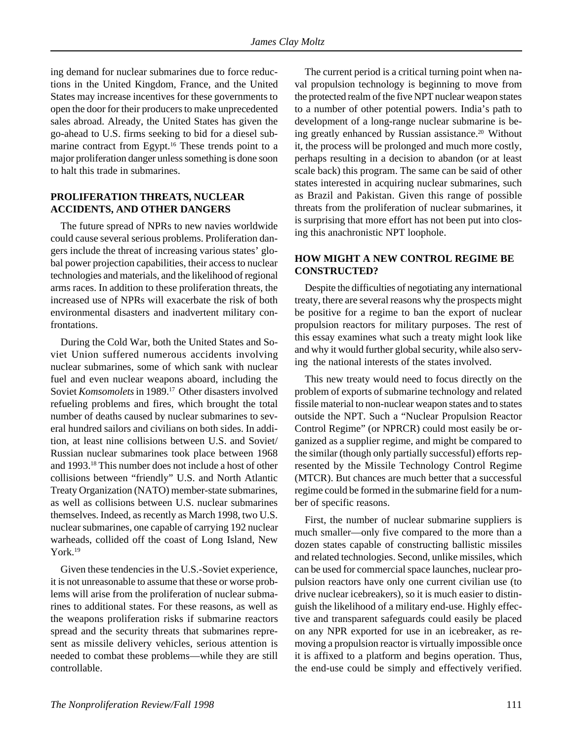ing demand for nuclear submarines due to force reductions in the United Kingdom, France, and the United States may increase incentives for these governments to open the door for their producers to make unprecedented sales abroad. Already, the United States has given the go-ahead to U.S. firms seeking to bid for a diesel submarine contract from Egypt.[16] These trends point to a major proliferation danger unless something is done soon to halt this trade in submarines.

## PROLIFERATION THREATS, NUCLEAR ACCIDENTS, AND OTHER DANGERS

The future spread of NPRs to new navies worldwide could cause several serious problems. Proliferation dangers include the threat of increasing various states' global power projection capabilities, their access to nuclear technologies and materials, and the likelihood of regional arms races. In addition to these proliferation threats, the increased use of NPRs will exacerbate the risk of both environmental disasters and inadvertent military confrontations.

During the Cold War, both the United States and Soviet Union suffered numerous accidents involving nuclear submarines, some of which sank with nuclear fuel and even nuclear weapons aboard, including the Soviet *Komsomolets* in 1989.[17] Other disasters involved refueling problems and fires, which brought the total number of deaths caused by nuclear submarines to several hundred sailors and civilians on both sides. In addition, at least nine collisions between U.S. and Soviet/Russian nuclear submarines took place between 1968 and 1993.[18] This number does not include a host of other collisions between "friendly" U.S. and North Atlantic Treaty Organization (NATO) member-state submarines, as well as collisions between U.S. nuclear submarines themselves. Indeed, as recently as March 1998, two U.S. nuclear submarines, one capable of carrying 192 nuclear warheads, collided off the coast of Long Island, New York.[19]

Given these tendencies in the U.S.-Soviet experience, it is not unreasonable to assume that these or worse problems will arise from the proliferation of nuclear submarines to additional states. For these reasons, as well as the weapons proliferation risks if submarine reactors spread and the security threats that submarines represent as missile delivery vehicles, serious attention is needed to combat these problems—while they are still controllable.

The current period is a critical turning point when naval propulsion technology is beginning to move from the protected realm of the five NPT nuclear weapon states to a number of other potential powers. India's path to development of a long-range nuclear submarine is being greatly enhanced by Russian assistance.[20] Without it, the process will be prolonged and much more costly, perhaps resulting in a decision to abandon (or at least scale back) this program. The same can be said of other states interested in acquiring nuclear submarines, such as Brazil and Pakistan. Given this range of possible threats from the proliferation of nuclear submarines, it is surprising that more effort has not been put into closing this anachronistic NPT loophole.

## HOW MIGHT A NEW CONTROL REGIME BE CONSTRUCTED?

Despite the difficulties of negotiating any international treaty, there are several reasons why the prospects might be positive for a regime to ban the export of nuclear propulsion reactors for military purposes. The rest of this essay examines what such a treaty might look like and why it would further global security, while also serving the national interests of the states involved.

This new treaty would need to focus directly on the problem of exports of submarine technology and related fissile material to non-nuclear weapon states and to states outside the NPT. Such a "Nuclear Propulsion Reactor Control Regime" (or NPRCR) could most easily be organized as a supplier regime, and might be compared to the similar (though only partially successful) efforts represented by the Missile Technology Control Regime (MTCR). But chances are much better that a successful regime could be formed in the submarine field for a number of specific reasons.

First, the number of nuclear submarine suppliers is much smaller—only five compared to the more than a dozen states capable of constructing ballistic missiles and related technologies. Second, unlike missiles, which can be used for commercial space launches, nuclear propulsion reactors have only one current civilian use (to drive nuclear icebreakers), so it is much easier to distinguish the likelihood of a military end-use. Highly effective and transparent safeguards could easily be placed on any NPR exported for use in an icebreaker, as removing a propulsion reactor is virtually impossible once it is affixed to a platform and begins operation. Thus, the end-use could be simply and effectively verified.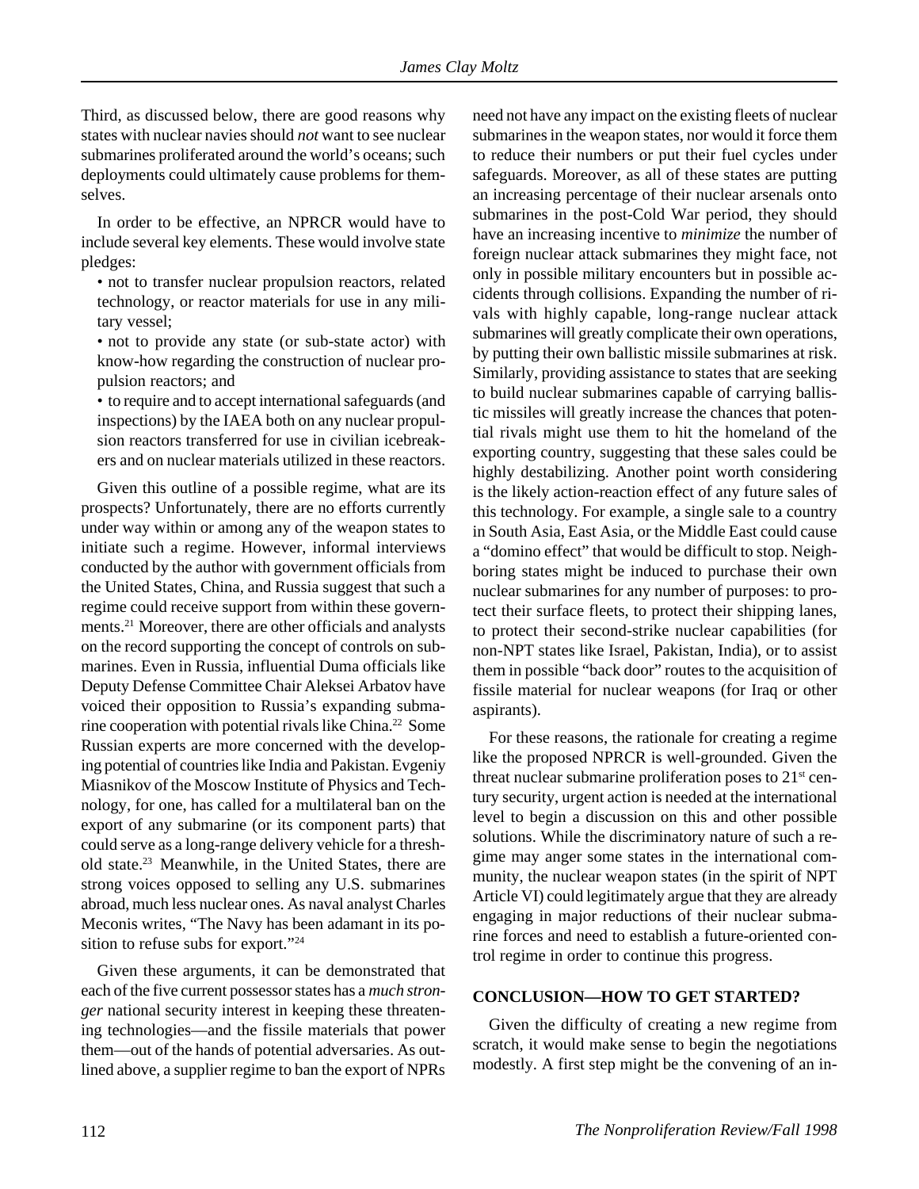Third, as discussed below, there are good reasons why states with nuclear navies should *not* want to see nuclear submarines proliferated around the world's oceans; such deployments could ultimately cause problems for themselves.

In order to be effective, an NPRCR would have to include several key elements. These would involve state pledges:

- not to transfer nuclear propulsion reactors, related technology, or reactor materials for use in any military vessel;
- not to provide any state (or sub-state actor) with know-how regarding the construction of nuclear propulsion reactors; and
- to require and to accept international safeguards (and inspections) by the IAEA both on any nuclear propulsion reactors transferred for use in civilian icebreakers and on nuclear materials utilized in these reactors.

Given this outline of a possible regime, what are its prospects? Unfortunately, there are no efforts currently under way within or among any of the weapon states to initiate such a regime. However, informal interviews conducted by the author with government officials from the United States, China, and Russia suggest that such a regime could receive support from within these governments.[21] Moreover, there are other officials and analysts on the record supporting the concept of controls on submarines. Even in Russia, influential Duma officials like Deputy Defense Committee Chair Aleksei Arbatov have voiced their opposition to Russia's expanding submarine cooperation with potential rivals like China.[22] Some Russian experts are more concerned with the developing potential of countries like India and Pakistan. Evgeniy Miasnikov of the Moscow Institute of Physics and Technology, for one, has called for a multilateral ban on the export of any submarine (or its component parts) that could serve as a long-range delivery vehicle for a threshold state.[23] Meanwhile, in the United States, there are strong voices opposed to selling any U.S. submarines abroad, much less nuclear ones. As naval analyst Charles Meconis writes, "The Navy has been adamant in its position to refuse subs for export."[24]

Given these arguments, it can be demonstrated that each of the five current possessor states has a *much stronger* national security interest in keeping these threatening technologies—and the fissile materials that power them—out of the hands of potential adversaries. As outlined above, a supplier regime to ban the export of NPRs need not have any impact on the existing fleets of nuclear submarines in the weapon states, nor would it force them to reduce their numbers or put their fuel cycles under safeguards. Moreover, as all of these states are putting an increasing percentage of their nuclear arsenals onto submarines in the post-Cold War period, they should have an increasing incentive to *minimize* the number of foreign nuclear attack submarines they might face, not only in possible military encounters but in possible accidents through collisions. Expanding the number of rivals with highly capable, long-range nuclear attack submarines will greatly complicate their own operations, by putting their own ballistic missile submarines at risk. Similarly, providing assistance to states that are seeking to build nuclear submarines capable of carrying ballistic missiles will greatly increase the chances that potential rivals might use them to hit the homeland of the exporting country, suggesting that these sales could be highly destabilizing. Another point worth considering is the likely action-reaction effect of any future sales of this technology. For example, a single sale to a country in South Asia, East Asia, or the Middle East could cause a "domino effect" that would be difficult to stop. Neighboring states might be induced to purchase their own nuclear submarines for any number of purposes: to protect their surface fleets, to protect their shipping lanes, to protect their second-strike nuclear capabilities (for non-NPT states like Israel, Pakistan, India), or to assist them in possible "back door" routes to the acquisition of fissile material for nuclear weapons (for Iraq or other aspirants).

For these reasons, the rationale for creating a regime like the proposed NPRCR is well-grounded. Given the threat nuclear submarine proliferation poses to 21st century security, urgent action is needed at the international level to begin a discussion on this and other possible solutions. While the discriminatory nature of such a regime may anger some states in the international community, the nuclear weapon states (in the spirit of NPT Article VI) could legitimately argue that they are already engaging in major reductions of their nuclear submarine forces and need to establish a future-oriented control regime in order to continue this progress.

## CONCLUSION—HOW TO GET STARTED?

Given the difficulty of creating a new regime from scratch, it would make sense to begin the negotiations modestly. A first step might be the convening of an in-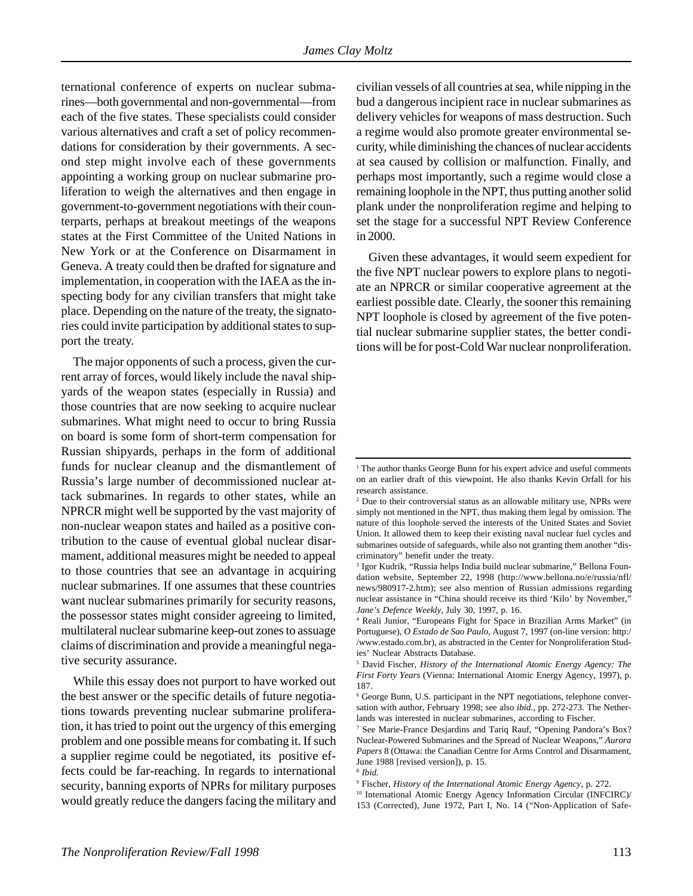ternational conference of experts on nuclear submarines—both governmental and non-governmental—from each of the five states. These specialists could consider various alternatives and craft a set of policy recommendations for consideration by their governments. A second step might involve each of these governments appointing a working group on nuclear submarine proliferation to weigh the alternatives and then engage in government-to-government negotiations with their counterparts, perhaps at breakout meetings of the weapons states at the First Committee of the United Nations in New York or at the Conference on Disarmament in Geneva. A treaty could then be drafted for signature and implementation, in cooperation with the IAEA as the inspecting body for any civilian transfers that might take place. Depending on the nature of the treaty, the signatories could invite participation by additional states to support the treaty.

The major opponents of such a process, given the current array of forces, would likely include the naval shipyards of the weapon states (especially in Russia) and those countries that are now seeking to acquire nuclear submarines. What might need to occur to bring Russia on board is some form of short-term compensation for Russian shipyards, perhaps in the form of additional funds for nuclear cleanup and the dismantlement of Russia's large number of decommissioned nuclear attack submarines. In regards to other states, while an NPRCR might well be supported by the vast majority of non-nuclear weapon states and hailed as a positive contribution to the cause of eventual global nuclear disarmament, additional measures might be needed to appeal to those countries that see an advantage in acquiring nuclear submarines. If one assumes that these countries want nuclear submarines primarily for security reasons, the possessor states might consider agreeing to limited, multilateral nuclear submarine keep-out zones to assuage claims of discrimination and provide a meaningful negative security assurance.

While this essay does not purport to have worked out the best answer or the specific details of future negotiations towards preventing nuclear submarine proliferation, it has tried to point out the urgency of this emerging problem and one possible means for combating it. If such a supplier regime could be negotiated, its positive effects could be far-reaching. In regards to international security, banning exports of NPRs for military purposes would greatly reduce the dangers facing the military and civilian vessels of all countries at sea, while nipping in the bud a dangerous incipient race in nuclear submarines as delivery vehicles for weapons of mass destruction. Such a regime would also promote greater environmental security, while diminishing the chances of nuclear accidents at sea caused by collision or malfunction. Finally, and perhaps most importantly, such a regime would close a remaining loophole in the NPT, thus putting another solid plank under the nonproliferation regime and helping to set the stage for a successful NPT Review Conference in 2000.

Given these advantages, it would seem expedient for the five NPT nuclear powers to explore plans to negotiate an NPRCR or similar cooperative agreement at the earliest possible date. Clearly, the sooner this remaining NPT loophole is closed by agreement of the five potential nuclear submarine supplier states, the better conditions will be for post-Cold War nuclear nonproliferation.

---

[1] The author thanks George Bunn for his expert advice and useful comments on an earlier draft of this viewpoint. He also thanks Kevin Orfall for his research assistance.

[2] Due to their controversial status as an allowable military use, NPRs were simply not mentioned in the NPT, thus making them legal by omission. The nature of this loophole served the interests of the United States and Soviet Union. It allowed them to keep their existing naval nuclear fuel cycles and submarines outside of safeguards, while also not granting them another "discriminatory" benefit under the treaty.

[3] Igor Kudrik, "Russia helps India build nuclear submarine," Bellona Foundation website, September 22, 1998 (http://www.bellona.no/e/russia/nfl/news/980917-2.htm); see also mention of Russian admissions regarding nuclear assistance in "China should receive its third 'Kilo' by November," *Jane's Defence Weekly*, July 30, 1997, p. 16.

[4] Reali Junior, "Europeans Fight for Space in Brazilian Arms Market" (in Portuguese), *O Estado de Sao Paulo*, August 7, 1997 (on-line version: http://www.estado.com.br), as abstracted in the Center for Nonproliferation Studies' Nuclear Abstracts Database.

[5] David Fischer, *History of the International Atomic Energy Agency: The First Forty Years* (Vienna: International Atomic Energy Agency, 1997), p. 187.

[6] George Bunn, U.S. participant in the NPT negotiations, telephone conversation with author, February 1998; see also *ibid.*, pp. 272-273. The Netherlands was interested in nuclear submarines, according to Fischer.

[7] See Marie-France Desjardins and Tariq Rauf, "Opening Pandora's Box? Nuclear-Powered Submarines and the Spread of Nuclear Weapons," *Aurora Papers* 8 (Ottawa: the Canadian Centre for Arms Control and Disarmament, June 1988 [revised version]), p. 15.

[8] *Ibid.*

[9] Fischer, *History of the International Atomic Energy Agency*, p. 272.

[10] International Atomic Energy Agency Information Circular (INFCIRC)/153 (Corrected), June 1972, Part I, No. 14 ("Non-Application of Safe-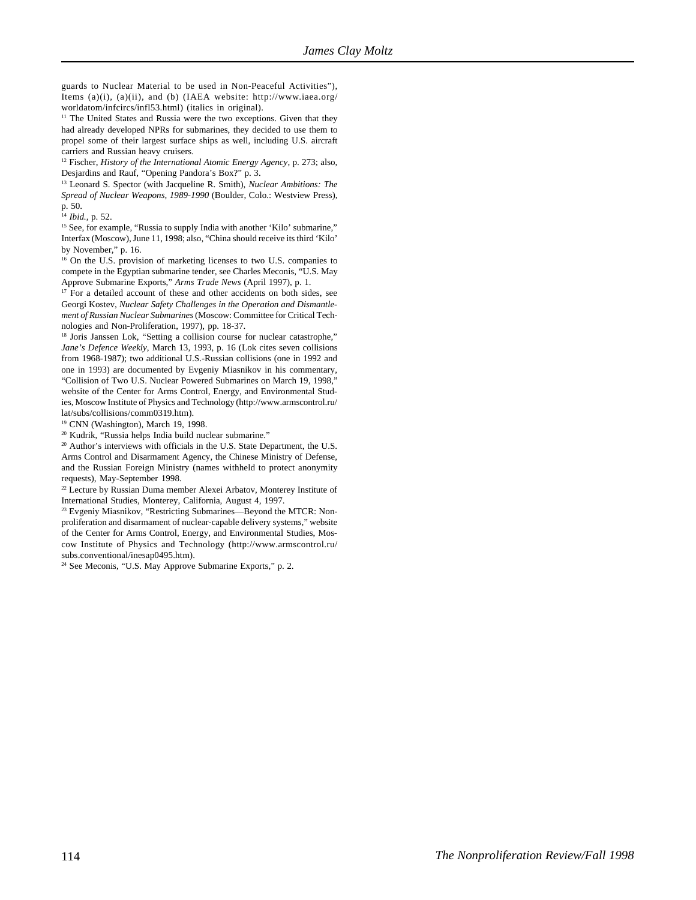guards to Nuclear Material to be used in Non-Peaceful Activities"), Items (a)(i), (a)(ii), and (b) (IAEA website: http://www.iaea.org/worldatom/infcircs/infl53.html) (italics in original).

[11] The United States and Russia were the two exceptions. Given that they had already developed NPRs for submarines, they decided to use them to propel some of their largest surface ships as well, including U.S. aircraft carriers and Russian heavy cruisers.

[12] Fischer, *History of the International Atomic Energy Agency*, p. 273; also, Desjardins and Rauf, "Opening Pandora's Box?" p. 3.

[13] Leonard S. Spector (with Jacqueline R. Smith), *Nuclear Ambitions: The Spread of Nuclear Weapons, 1989-1990* (Boulder, Colo.: Westview Press), p. 50.

[14] *Ibid.*, p. 52.

[15] See, for example, "Russia to supply India with another 'Kilo' submarine," Interfax (Moscow), June 11, 1998; also, "China should receive its third 'Kilo' by November," p. 16.

[16] On the U.S. provision of marketing licenses to two U.S. companies to compete in the Egyptian submarine tender, see Charles Meconis, "U.S. May Approve Submarine Exports," *Arms Trade News* (April 1997), p. 1.

[17] For a detailed account of these and other accidents on both sides, see Georgi Kostev, *Nuclear Safety Challenges in the Operation and Dismantlement of Russian Nuclear Submarines* (Moscow: Committee for Critical Technologies and Non-Proliferation, 1997), pp. 18-37.

[18] Joris Janssen Lok, "Setting a collision course for nuclear catastrophe," *Jane's Defence Weekly*, March 13, 1993, p. 16 (Lok cites seven collisions from 1968-1987); two additional U.S.-Russian collisions (one in 1992 and one in 1993) are documented by Evgeniy Miasnikov in his commentary, "Collision of Two U.S. Nuclear Powered Submarines on March 19, 1998," website of the Center for Arms Control, Energy, and Environmental Studies, Moscow Institute of Physics and Technology (http://www.armscontrol.ru/lat/subs/collisions/comm0319.htm).

[19] CNN (Washington), March 19, 1998.

[20] Kudrik, "Russia helps India build nuclear submarine."

[20] Author's interviews with officials in the U.S. State Department, the U.S. Arms Control and Disarmament Agency, the Chinese Ministry of Defense, and the Russian Foreign Ministry (names withheld to protect anonymity requests), May-September 1998.

[22] Lecture by Russian Duma member Alexei Arbatov, Monterey Institute of International Studies, Monterey, California, August 4, 1997.

[23] Evgeniy Miasnikov, "Restricting Submarines—Beyond the MTCR: Nonproliferation and disarmament of nuclear-capable delivery systems," website of the Center for Arms Control, Energy, and Environmental Studies, Moscow Institute of Physics and Technology (http://www.armscontrol.ru/subs.conventional/inesap0495.htm).

[24] See Meconis, "U.S. May Approve Submarine Exports," p. 2.